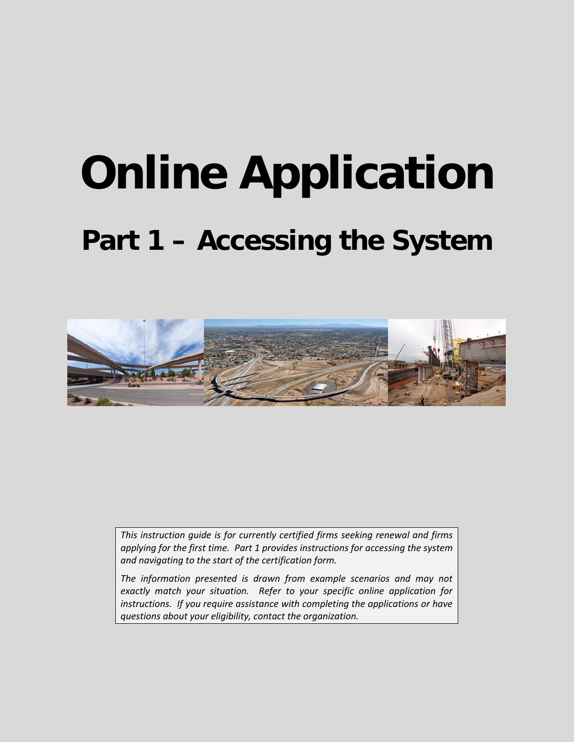# Online Application

## Part 1 – Accessing the System

*This instruction guide is for currently certified firms seeking renewal and firms applying for the first time. Part 1 provides instructions for accessing the system and navigating to the start of the certification form.*

*The information presented is drawn from example scenarios and may not exactly match your situation. Refer to your specific online application for instructions. If you require assistance with completing the applications or have questions about your eligibility, contact the organization.*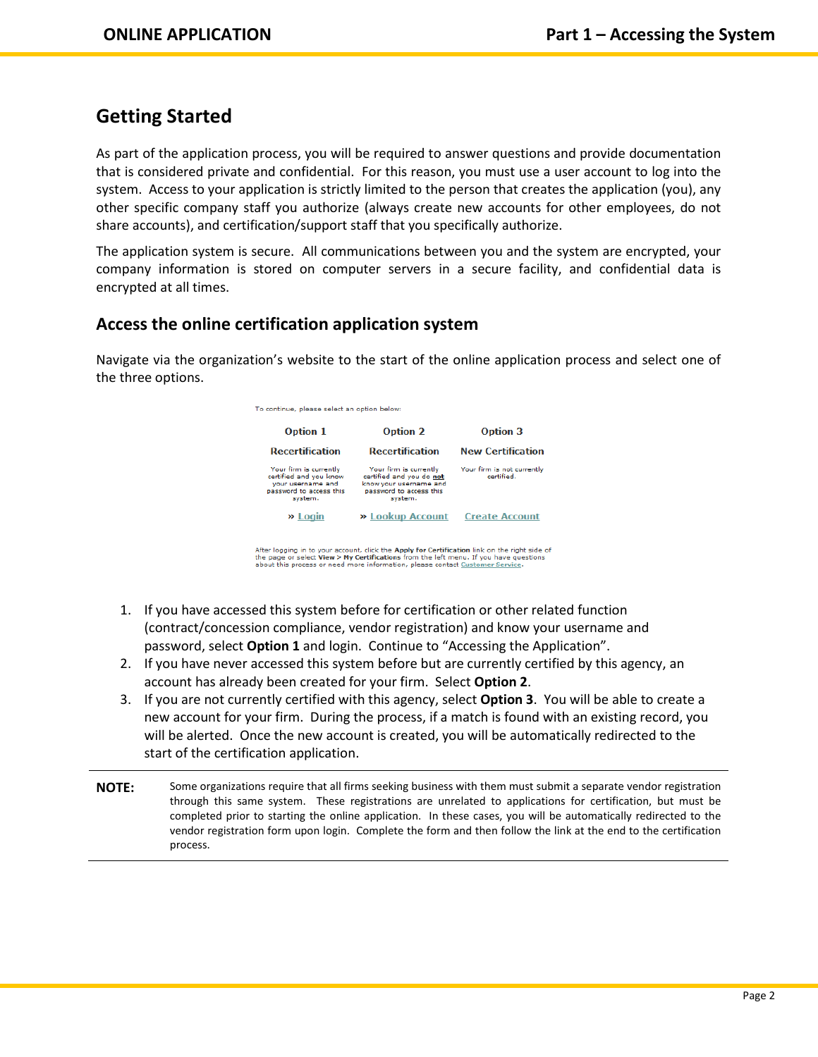## Getting Started

As part of the application process, you will be required to answer questions and provide documentation that is considered private and confidential. For this reason, you must use a user account to log into the system. Access to your application is strictly limited to the person that creates the application (you), any other specific company staff you authorize (always create new accounts for other employees, do not share accounts), and certification/support staff that you specifically authorize.

The application system is secure. All communications between you and the system are encrypted, your company information is stored on computer servers in a secure facility, and confidential data is encrypted at all times.

### Access the online certification application system

Navigate via the organization's website to the start of the online application process and select one of the three options.

To continue, please select an option below:

| Option 1 | Option 2 | Option 3 |
|---|---|---|
| **Recertification** | **Recertification** | **New Certification** |
| Your firm is currently certified and you know your username and password to access this system. | Your firm is currently certified and you do **not** know your username and password to access this system. | Your firm is not currently certified. |
| » Login | » Lookup Account | Create Account |

After logging in to your account, click the **Apply for Certification** link on the right side of the page or select **View > My Certifications** from the left menu. If you have questions about this process or need more information, please contact Customer Service.

1. If you have accessed this system before for certification or other related function (contract/concession compliance, vendor registration) and know your username and password, select **Option 1** and login. Continue to "Accessing the Application".
2. If you have never accessed this system before but are currently certified by this agency, an account has already been created for your firm. Select **Option 2**.
3. If you are not currently certified with this agency, select **Option 3**. You will be able to create a new account for your firm. During the process, if a match is found with an existing record, you will be alerted. Once the new account is created, you will be automatically redirected to the start of the certification application.

---

**NOTE:** Some organizations require that all firms seeking business with them must submit a separate vendor registration through this same system. These registrations are unrelated to applications for certification, but must be completed prior to starting the online application. In these cases, you will be automatically redirected to the vendor registration form upon login. Complete the form and then follow the link at the end to the certification process.

---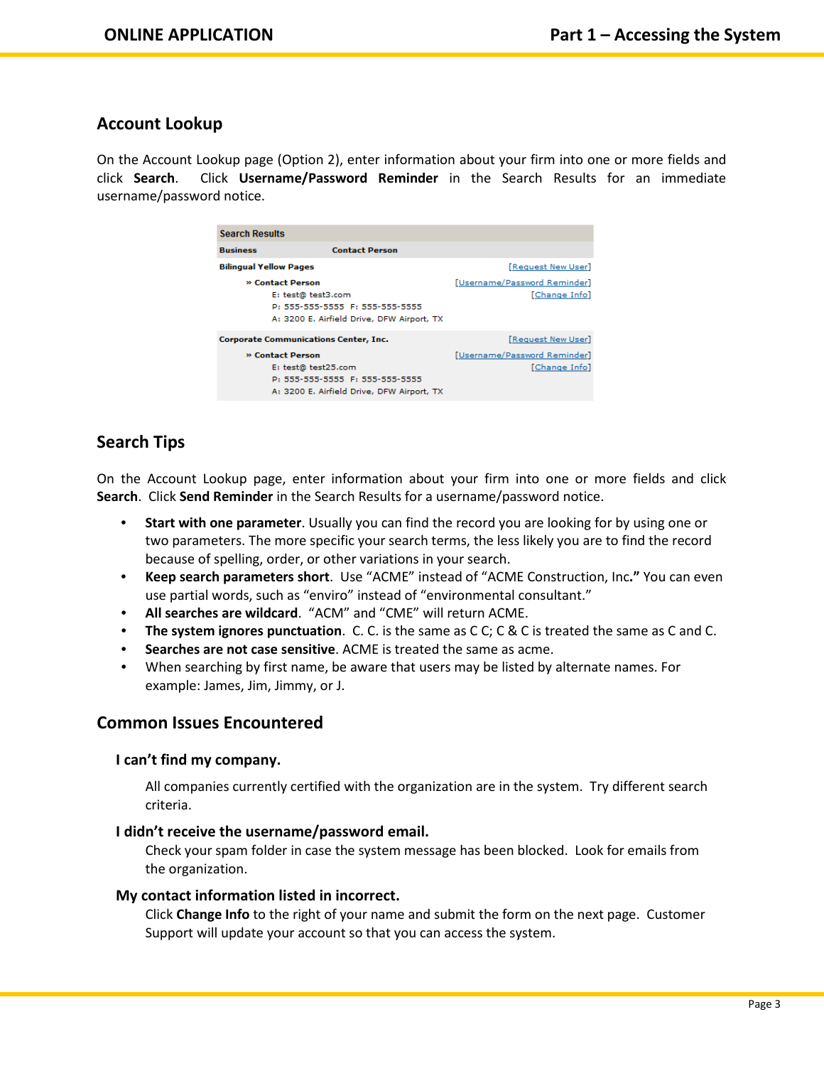## Account Lookup

On the Account Lookup page (Option 2), enter information about your firm into one or more fields and click **Search**. Click **Username/Password Reminder** in the Search Results for an immediate username/password notice.

| Search Results | | |
|---|---|---|
| **Business** | **Contact Person** | |
| **Bilingual Yellow Pages** | | [Request New User] |
| | » **Contact Person**<br>E: test@ test3.com<br>P: 555-555-5555 F: 555-555-5555<br>A: 3200 E. Airfield Drive, DFW Airport, TX | [Username/Password Reminder]<br>[Change Info] |
| **Corporate Communications Center, Inc.** | | [Request New User] |
| | » **Contact Person**<br>E: test@ test25.com<br>P: 555-555-5555 F: 555-555-5555<br>A: 3200 E. Airfield Drive, DFW Airport, TX | [Username/Password Reminder]<br>[Change Info] |

## Search Tips

On the Account Lookup page, enter information about your firm into one or more fields and click **Search**. Click **Send Reminder** in the Search Results for a username/password notice.

- **Start with one parameter**. Usually you can find the record you are looking for by using one or two parameters. The more specific your search terms, the less likely you are to find the record because of spelling, order, or other variations in your search.
- **Keep search parameters short**. Use "ACME" instead of "ACME Construction, Inc**."** You can even use partial words, such as "enviro" instead of "environmental consultant."
- **All searches are wildcard**. "ACM" and "CME" will return ACME.
- **The system ignores punctuation**. C. C. is the same as C C; C & C is treated the same as C and C.
- **Searches are not case sensitive**. ACME is treated the same as acme.
- When searching by first name, be aware that users may be listed by alternate names. For example: James, Jim, Jimmy, or J.

## Common Issues Encountered

### I can't find my company.

All companies currently certified with the organization are in the system. Try different search criteria.

### I didn't receive the username/password email.

Check your spam folder in case the system message has been blocked. Look for emails from the organization.

### My contact information listed in incorrect.

Click **Change Info** to the right of your name and submit the form on the next page. Customer Support will update your account so that you can access the system.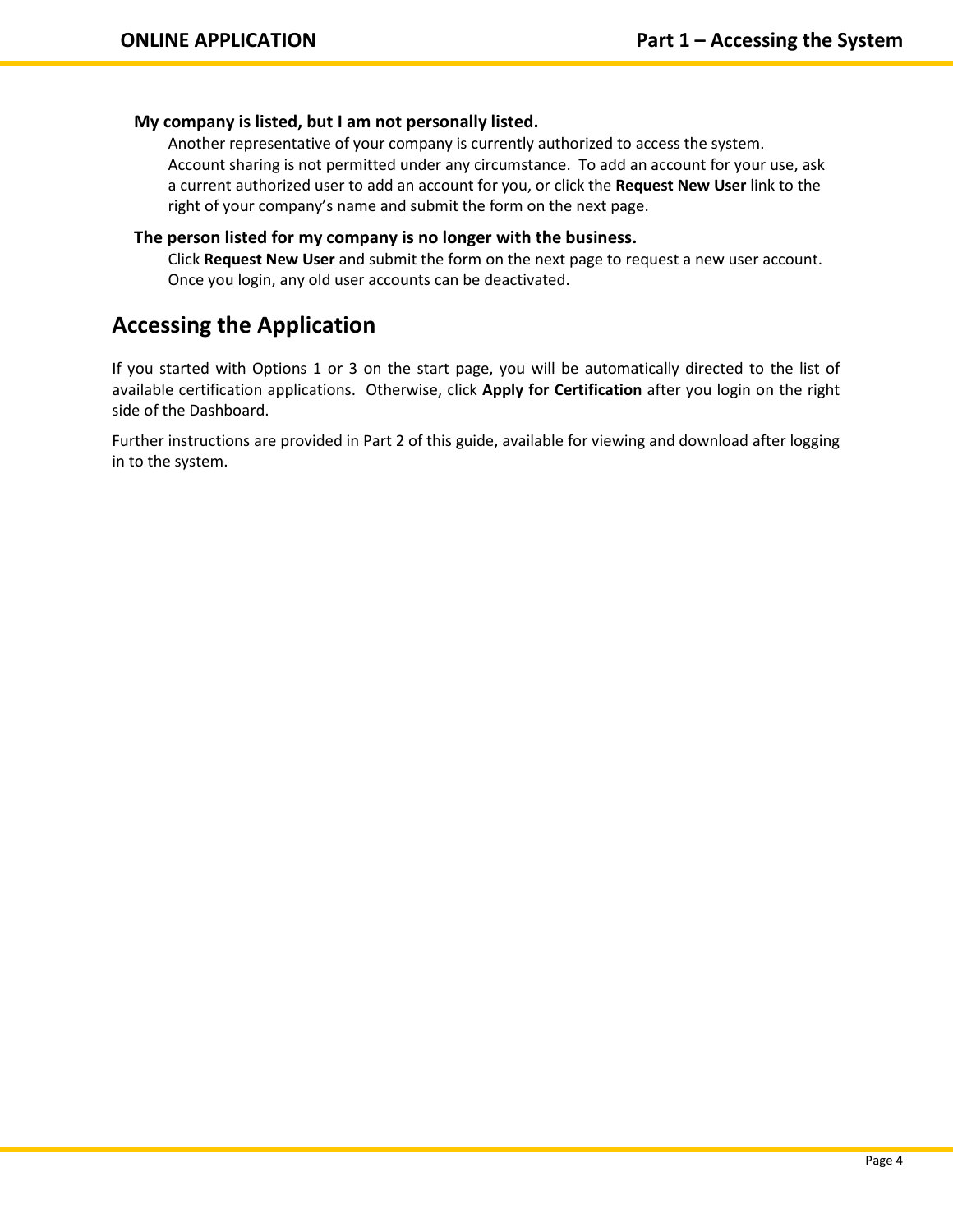**My company is listed, but I am not personally listed.**

Another representative of your company is currently authorized to access the system. Account sharing is not permitted under any circumstance. To add an account for your use, ask a current authorized user to add an account for you, or click the **Request New User** link to the right of your company's name and submit the form on the next page.

**The person listed for my company is no longer with the business.**

Click **Request New User** and submit the form on the next page to request a new user account. Once you login, any old user accounts can be deactivated.

## Accessing the Application

If you started with Options 1 or 3 on the start page, you will be automatically directed to the list of available certification applications. Otherwise, click **Apply for Certification** after you login on the right side of the Dashboard.

Further instructions are provided in Part 2 of this guide, available for viewing and download after logging in to the system.